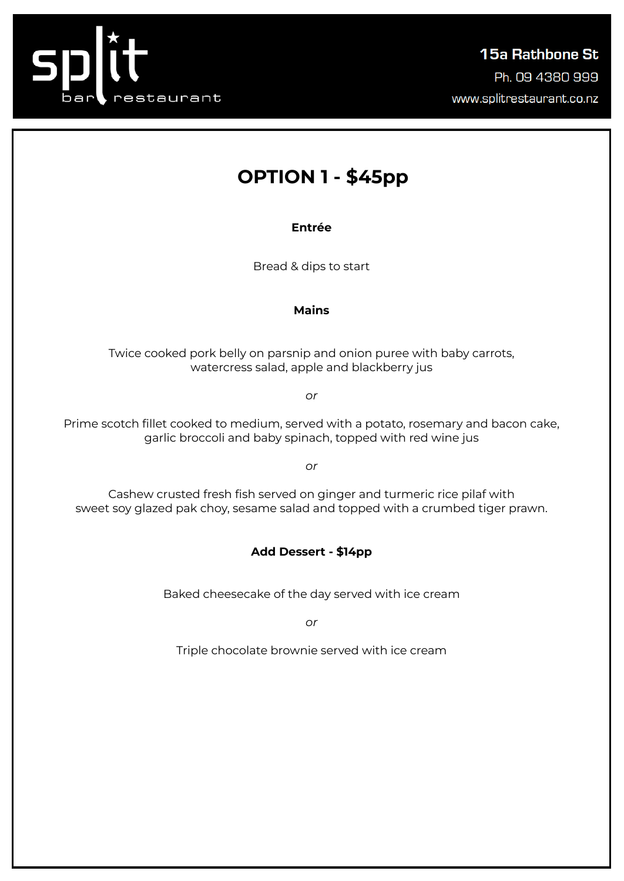split bar restaurant

**15a Rathbone St**

Ph. 09 4380 999

www.splitrestaurant.co.nz

# OPTION 1 - $45pp

**Entrée**

Bread & dips to start

**Mains**

Twice cooked pork belly on parsnip and onion puree with baby carrots, watercress salad, apple and blackberry jus

*or*

Prime scotch fillet cooked to medium, served with a potato, rosemary and bacon cake, garlic broccoli and baby spinach, topped with red wine jus

*or*

Cashew crusted fresh fish served on ginger and turmeric rice pilaf with sweet soy glazed pak choy, sesame salad and topped with a crumbed tiger prawn.

**Add Dessert - $14pp**

Baked cheesecake of the day served with ice cream

*or*

Triple chocolate brownie served with ice cream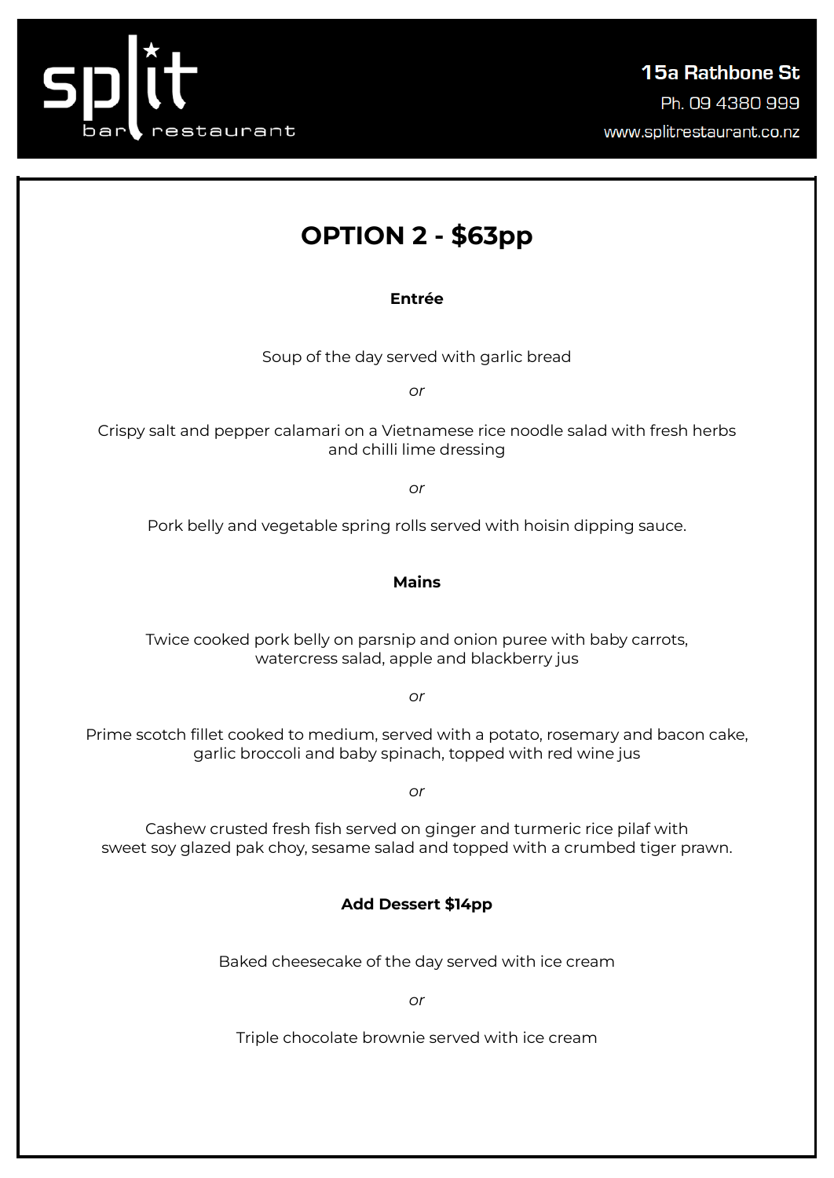split bar restaurant

15a Rathbone St
Ph. 09 4380 999
www.splitrestaurant.co.nz

# OPTION 2 - $63pp

**Entrée**

Soup of the day served with garlic bread

*or*

Crispy salt and pepper calamari on a Vietnamese rice noodle salad with fresh herbs and chilli lime dressing

*or*

Pork belly and vegetable spring rolls served with hoisin dipping sauce.

**Mains**

Twice cooked pork belly on parsnip and onion puree with baby carrots, watercress salad, apple and blackberry jus

*or*

Prime scotch fillet cooked to medium, served with a potato, rosemary and bacon cake, garlic broccoli and baby spinach, topped with red wine jus

*or*

Cashew crusted fresh fish served on ginger and turmeric rice pilaf with sweet soy glazed pak choy, sesame salad and topped with a crumbed tiger prawn.

**Add Dessert $14pp**

Baked cheesecake of the day served with ice cream

*or*

Triple chocolate brownie served with ice cream